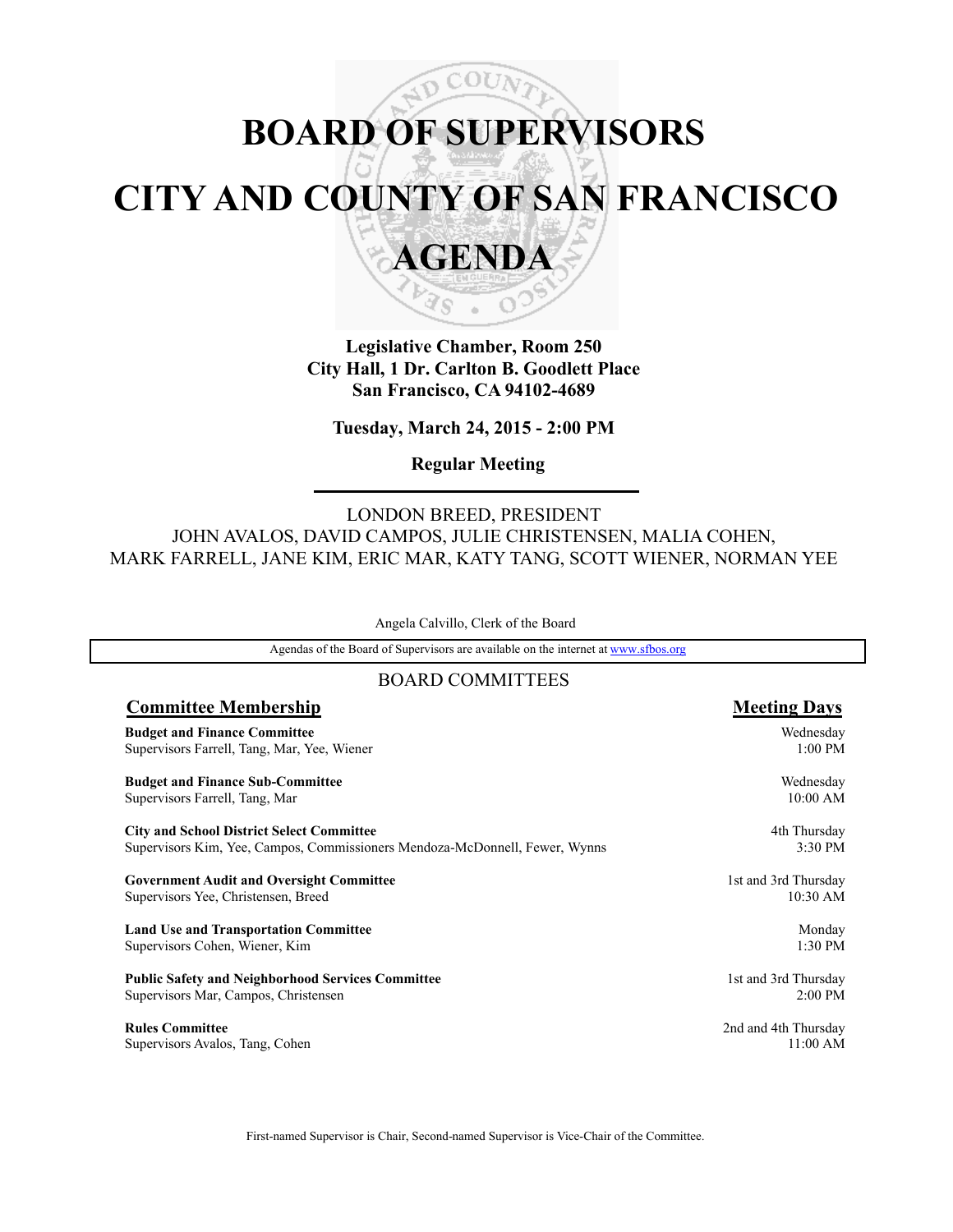# BOARD OF SUPERVISORS
# CITY AND COUNTY OF SAN FRANCISCO
# AGENDA

**Legislative Chamber, Room 250**
**City Hall, 1 Dr. Carlton B. Goodlett Place**
**San Francisco, CA 94102-4689**

**Tuesday, March 24, 2015 - 2:00 PM**

**Regular Meeting**

LONDON BREED, PRESIDENT
JOHN AVALOS, DAVID CAMPOS, JULIE CHRISTENSEN, MALIA COHEN, MARK FARRELL, JANE KIM, ERIC MAR, KATY TANG, SCOTT WIENER, NORMAN YEE

Angela Calvillo, Clerk of the Board

Agendas of the Board of Supervisors are available on the internet at www.sfbos.org

## BOARD COMMITTEES

| Committee Membership | Meeting Days |
|---|---|
| **Budget and Finance Committee**<br>Supervisors Farrell, Tang, Mar, Yee, Wiener | Wednesday<br>1:00 PM |
| **Budget and Finance Sub-Committee**<br>Supervisors Farrell, Tang, Mar | Wednesday<br>10:00 AM |
| **City and School District Select Committee**<br>Supervisors Kim, Yee, Campos, Commissioners Mendoza-McDonnell, Fewer, Wynns | 4th Thursday<br>3:30 PM |
| **Government Audit and Oversight Committee**<br>Supervisors Yee, Christensen, Breed | 1st and 3rd Thursday<br>10:30 AM |
| **Land Use and Transportation Committee**<br>Supervisors Cohen, Wiener, Kim | Monday<br>1:30 PM |
| **Public Safety and Neighborhood Services Committee**<br>Supervisors Mar, Campos, Christensen | 1st and 3rd Thursday<br>2:00 PM |
| **Rules Committee**<br>Supervisors Avalos, Tang, Cohen | 2nd and 4th Thursday<br>11:00 AM |

First-named Supervisor is Chair, Second-named Supervisor is Vice-Chair of the Committee.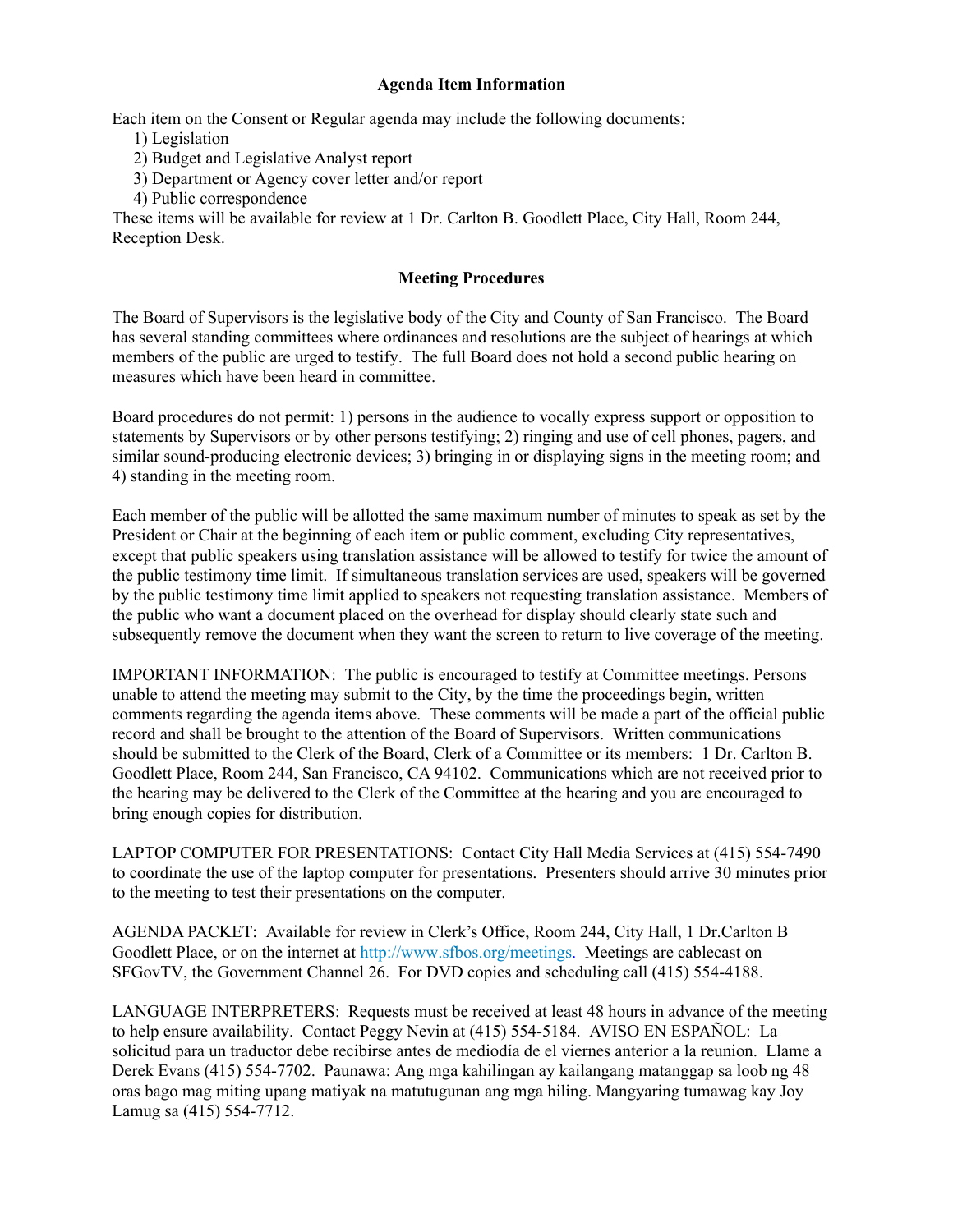## Agenda Item Information

Each item on the Consent or Regular agenda may include the following documents:

1) Legislation
2) Budget and Legislative Analyst report
3) Department or Agency cover letter and/or report
4) Public correspondence

These items will be available for review at 1 Dr. Carlton B. Goodlett Place, City Hall, Room 244, Reception Desk.

## Meeting Procedures

The Board of Supervisors is the legislative body of the City and County of San Francisco. The Board has several standing committees where ordinances and resolutions are the subject of hearings at which members of the public are urged to testify. The full Board does not hold a second public hearing on measures which have been heard in committee.

Board procedures do not permit: 1) persons in the audience to vocally express support or opposition to statements by Supervisors or by other persons testifying; 2) ringing and use of cell phones, pagers, and similar sound-producing electronic devices; 3) bringing in or displaying signs in the meeting room; and 4) standing in the meeting room.

Each member of the public will be allotted the same maximum number of minutes to speak as set by the President or Chair at the beginning of each item or public comment, excluding City representatives, except that public speakers using translation assistance will be allowed to testify for twice the amount of the public testimony time limit. If simultaneous translation services are used, speakers will be governed by the public testimony time limit applied to speakers not requesting translation assistance. Members of the public who want a document placed on the overhead for display should clearly state such and subsequently remove the document when they want the screen to return to live coverage of the meeting.

IMPORTANT INFORMATION: The public is encouraged to testify at Committee meetings. Persons unable to attend the meeting may submit to the City, by the time the proceedings begin, written comments regarding the agenda items above. These comments will be made a part of the official public record and shall be brought to the attention of the Board of Supervisors. Written communications should be submitted to the Clerk of the Board, Clerk of a Committee or its members: 1 Dr. Carlton B. Goodlett Place, Room 244, San Francisco, CA 94102. Communications which are not received prior to the hearing may be delivered to the Clerk of the Committee at the hearing and you are encouraged to bring enough copies for distribution.

LAPTOP COMPUTER FOR PRESENTATIONS: Contact City Hall Media Services at (415) 554-7490 to coordinate the use of the laptop computer for presentations. Presenters should arrive 30 minutes prior to the meeting to test their presentations on the computer.

AGENDA PACKET: Available for review in Clerk's Office, Room 244, City Hall, 1 Dr.Carlton B Goodlett Place, or on the internet at http://www.sfbos.org/meetings. Meetings are cablecast on SFGovTV, the Government Channel 26. For DVD copies and scheduling call (415) 554-4188.

LANGUAGE INTERPRETERS: Requests must be received at least 48 hours in advance of the meeting to help ensure availability. Contact Peggy Nevin at (415) 554-5184. AVISO EN ESPAÑOL: La solicitud para un traductor debe recibirse antes de mediodía de el viernes anterior a la reunion. Llame a Derek Evans (415) 554-7702. Paunawa: Ang mga kahilingan ay kailangang matanggap sa loob ng 48 oras bago mag miting upang matiyak na matutugunan ang mga hiling. Mangyaring tumawag kay Joy Lamug sa (415) 554-7712.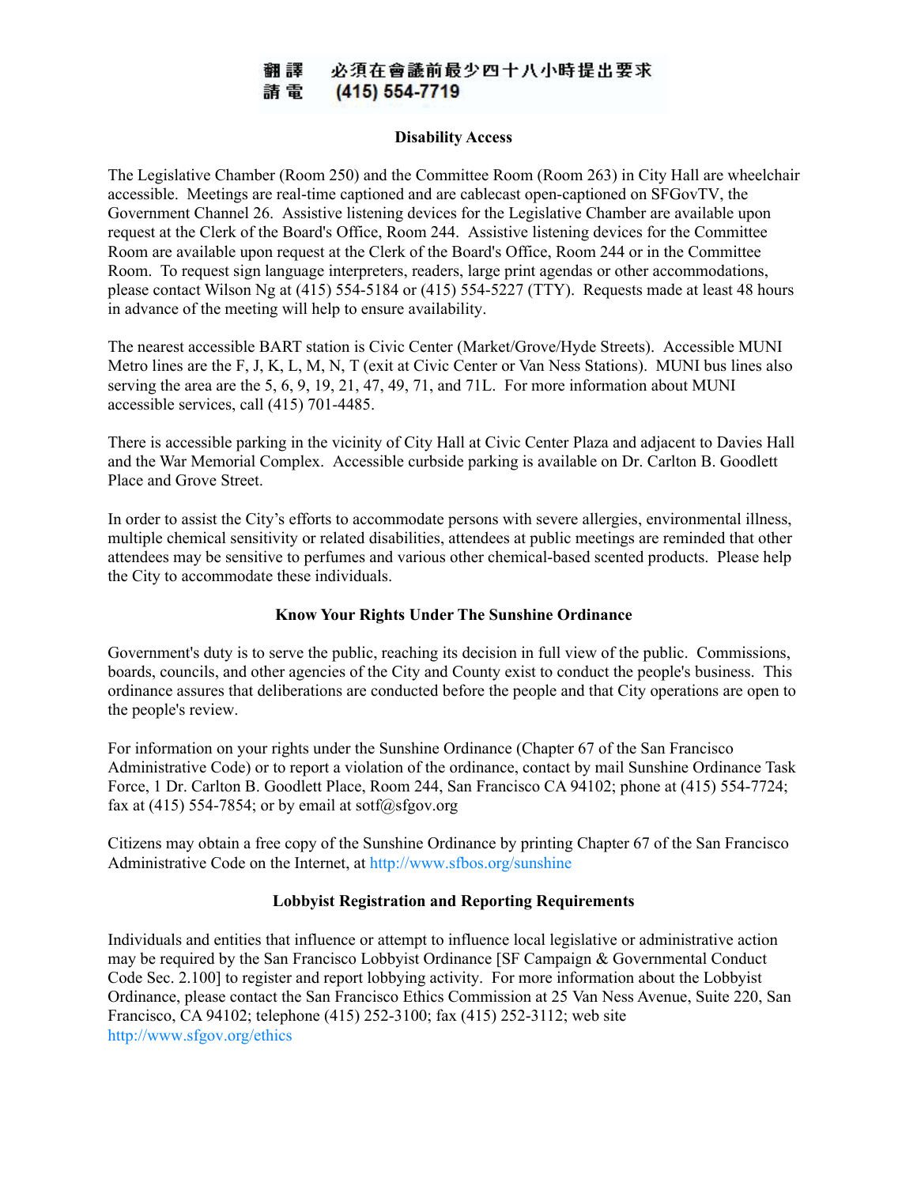翻譯　必須在會議前最少四十八小時提出要求
請電　(415) 554-7719

**Disability Access**

The Legislative Chamber (Room 250) and the Committee Room (Room 263) in City Hall are wheelchair accessible. Meetings are real-time captioned and are cablecast open-captioned on SFGovTV, the Government Channel 26. Assistive listening devices for the Legislative Chamber are available upon request at the Clerk of the Board's Office, Room 244. Assistive listening devices for the Committee Room are available upon request at the Clerk of the Board's Office, Room 244 or in the Committee Room. To request sign language interpreters, readers, large print agendas or other accommodations, please contact Wilson Ng at (415) 554-5184 or (415) 554-5227 (TTY). Requests made at least 48 hours in advance of the meeting will help to ensure availability.

The nearest accessible BART station is Civic Center (Market/Grove/Hyde Streets). Accessible MUNI Metro lines are the F, J, K, L, M, N, T (exit at Civic Center or Van Ness Stations). MUNI bus lines also serving the area are the 5, 6, 9, 19, 21, 47, 49, 71, and 71L. For more information about MUNI accessible services, call (415) 701-4485.

There is accessible parking in the vicinity of City Hall at Civic Center Plaza and adjacent to Davies Hall and the War Memorial Complex. Accessible curbside parking is available on Dr. Carlton B. Goodlett Place and Grove Street.

In order to assist the City's efforts to accommodate persons with severe allergies, environmental illness, multiple chemical sensitivity or related disabilities, attendees at public meetings are reminded that other attendees may be sensitive to perfumes and various other chemical-based scented products. Please help the City to accommodate these individuals.

**Know Your Rights Under The Sunshine Ordinance**

Government's duty is to serve the public, reaching its decision in full view of the public. Commissions, boards, councils, and other agencies of the City and County exist to conduct the people's business. This ordinance assures that deliberations are conducted before the people and that City operations are open to the people's review.

For information on your rights under the Sunshine Ordinance (Chapter 67 of the San Francisco Administrative Code) or to report a violation of the ordinance, contact by mail Sunshine Ordinance Task Force, 1 Dr. Carlton B. Goodlett Place, Room 244, San Francisco CA 94102; phone at (415) 554-7724; fax at (415) 554-7854; or by email at sotf@sfgov.org

Citizens may obtain a free copy of the Sunshine Ordinance by printing Chapter 67 of the San Francisco Administrative Code on the Internet, at http://www.sfbos.org/sunshine

**Lobbyist Registration and Reporting Requirements**

Individuals and entities that influence or attempt to influence local legislative or administrative action may be required by the San Francisco Lobbyist Ordinance [SF Campaign & Governmental Conduct Code Sec. 2.100] to register and report lobbying activity. For more information about the Lobbyist Ordinance, please contact the San Francisco Ethics Commission at 25 Van Ness Avenue, Suite 220, San Francisco, CA 94102; telephone (415) 252-3100; fax (415) 252-3112; web site http://www.sfgov.org/ethics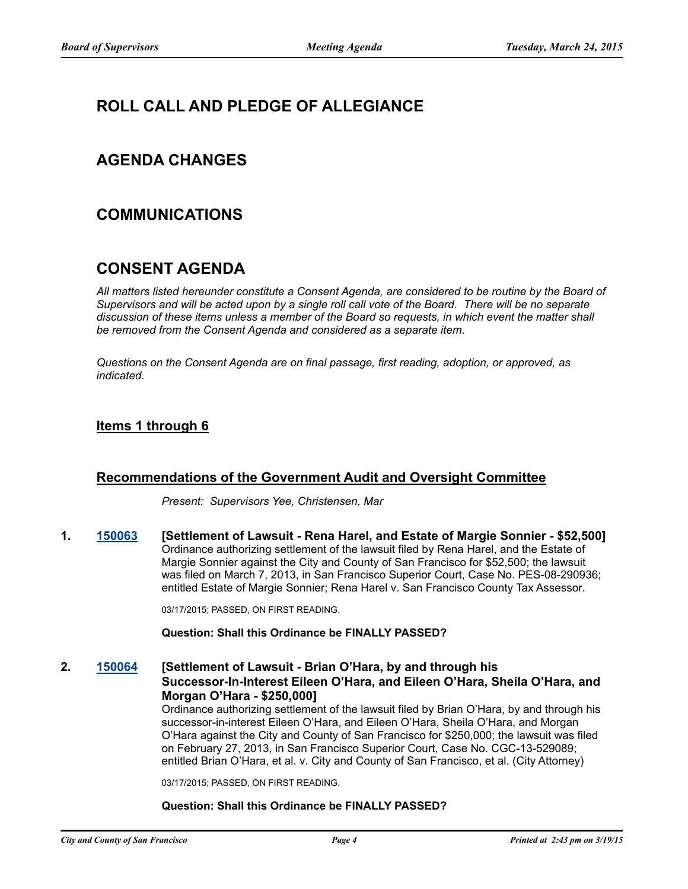## ROLL CALL AND PLEDGE OF ALLEGIANCE

## AGENDA CHANGES

## COMMUNICATIONS

## CONSENT AGENDA

*All matters listed hereunder constitute a Consent Agenda, are considered to be routine by the Board of Supervisors and will be acted upon by a single roll call vote of the Board. There will be no separate discussion of these items unless a member of the Board so requests, in which event the matter shall be removed from the Consent Agenda and considered as a separate item.*

*Questions on the Consent Agenda are on final passage, first reading, adoption, or approved, as indicated.*

### Items 1 through 6

### Recommendations of the Government Audit and Oversight Committee

*Present: Supervisors Yee, Christensen, Mar*

**1. 150063 [Settlement of Lawsuit - Rena Harel, and Estate of Margie Sonnier - $52,500]**

Ordinance authorizing settlement of the lawsuit filed by Rena Harel, and the Estate of Margie Sonnier against the City and County of San Francisco for $52,500; the lawsuit was filed on March 7, 2013, in San Francisco Superior Court, Case No. PES-08-290936; entitled Estate of Margie Sonnier; Rena Harel v. San Francisco County Tax Assessor.

03/17/2015; PASSED, ON FIRST READING.

**Question: Shall this Ordinance be FINALLY PASSED?**

**2. 150064 [Settlement of Lawsuit - Brian O'Hara, by and through his Successor-In-Interest Eileen O'Hara, and Eileen O'Hara, Sheila O'Hara, and Morgan O'Hara - $250,000]**

Ordinance authorizing settlement of the lawsuit filed by Brian O'Hara, by and through his successor-in-interest Eileen O'Hara, and Eileen O'Hara, Sheila O'Hara, and Morgan O'Hara against the City and County of San Francisco for $250,000; the lawsuit was filed on February 27, 2013, in San Francisco Superior Court, Case No. CGC-13-529089; entitled Brian O'Hara, et al. v. City and County of San Francisco, et al. (City Attorney)

03/17/2015; PASSED, ON FIRST READING.

**Question: Shall this Ordinance be FINALLY PASSED?**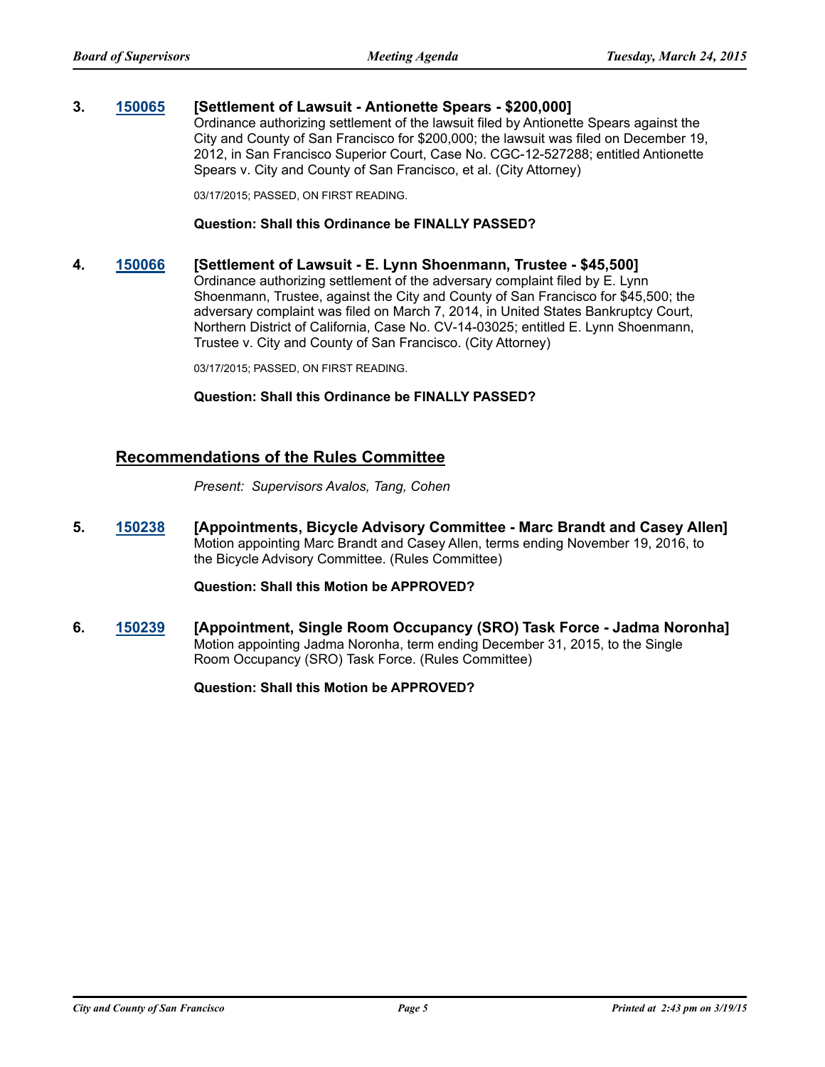**3. 150065 [Settlement of Lawsuit - Antionette Spears - $200,000]**

Ordinance authorizing settlement of the lawsuit filed by Antionette Spears against the City and County of San Francisco for $200,000; the lawsuit was filed on December 19, 2012, in San Francisco Superior Court, Case No. CGC-12-527288; entitled Antionette Spears v. City and County of San Francisco, et al. (City Attorney)

03/17/2015; PASSED, ON FIRST READING.

**Question: Shall this Ordinance be FINALLY PASSED?**

**4. 150066 [Settlement of Lawsuit - E. Lynn Shoenmann, Trustee - $45,500]**

Ordinance authorizing settlement of the adversary complaint filed by E. Lynn Shoenmann, Trustee, against the City and County of San Francisco for $45,500; the adversary complaint was filed on March 7, 2014, in United States Bankruptcy Court, Northern District of California, Case No. CV-14-03025; entitled E. Lynn Shoenmann, Trustee v. City and County of San Francisco. (City Attorney)

03/17/2015; PASSED, ON FIRST READING.

**Question: Shall this Ordinance be FINALLY PASSED?**

## Recommendations of the Rules Committee

*Present: Supervisors Avalos, Tang, Cohen*

**5. 150238 [Appointments, Bicycle Advisory Committee - Marc Brandt and Casey Allen]**

Motion appointing Marc Brandt and Casey Allen, terms ending November 19, 2016, to the Bicycle Advisory Committee. (Rules Committee)

**Question: Shall this Motion be APPROVED?**

**6. 150239 [Appointment, Single Room Occupancy (SRO) Task Force - Jadma Noronha]**

Motion appointing Jadma Noronha, term ending December 31, 2015, to the Single Room Occupancy (SRO) Task Force. (Rules Committee)

**Question: Shall this Motion be APPROVED?**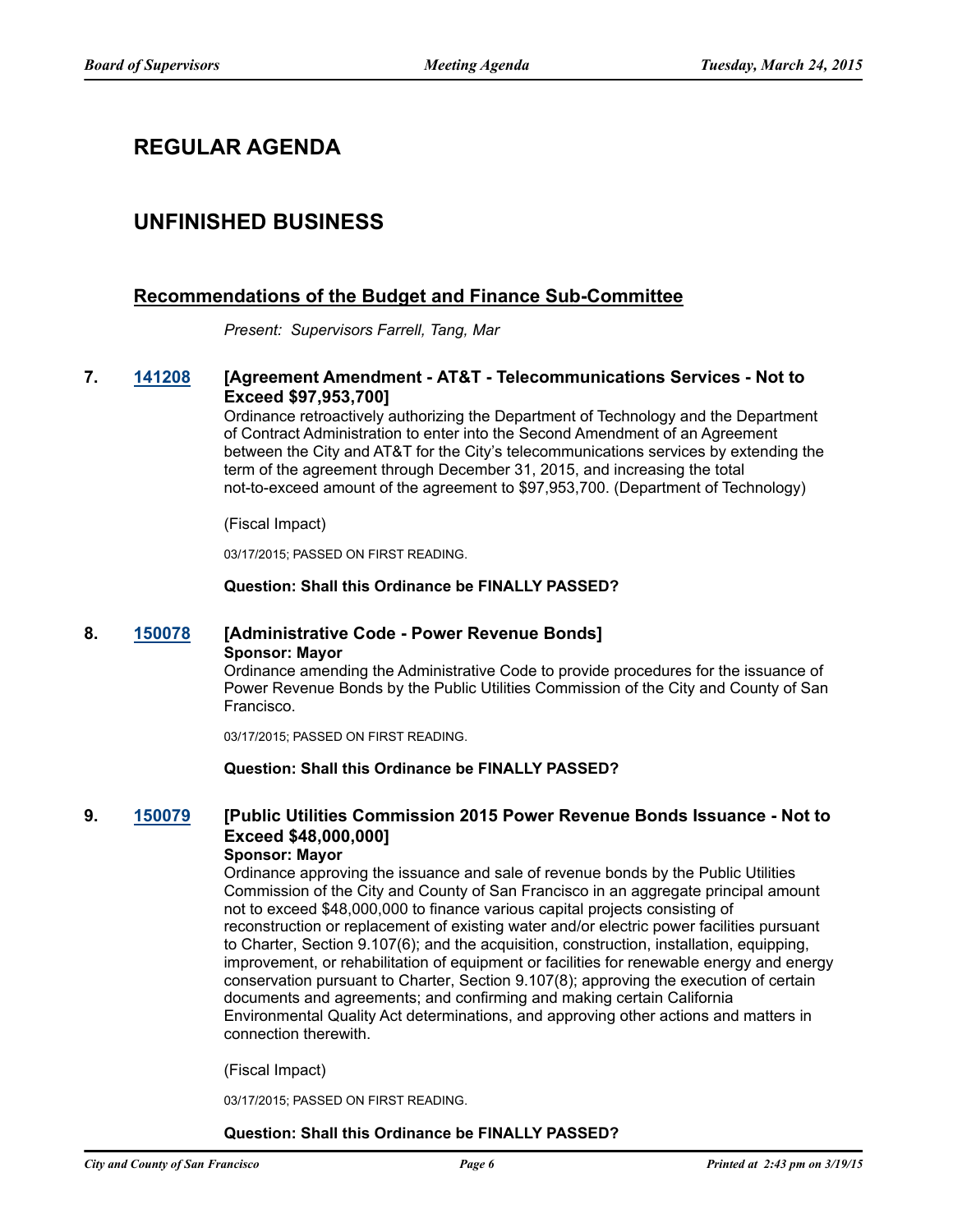## REGULAR AGENDA

## UNFINISHED BUSINESS

### Recommendations of the Budget and Finance Sub-Committee

*Present: Supervisors Farrell, Tang, Mar*

**7. [141208](141208) [Agreement Amendment - AT&T - Telecommunications Services - Not to Exceed $97,953,700]**

Ordinance retroactively authorizing the Department of Technology and the Department of Contract Administration to enter into the Second Amendment of an Agreement between the City and AT&T for the City's telecommunications services by extending the term of the agreement through December 31, 2015, and increasing the total not-to-exceed amount of the agreement to $97,953,700. (Department of Technology)

(Fiscal Impact)

03/17/2015; PASSED ON FIRST READING.

**Question: Shall this Ordinance be FINALLY PASSED?**

**8. [150078](150078) [Administrative Code - Power Revenue Bonds]**

**Sponsor: Mayor**

Ordinance amending the Administrative Code to provide procedures for the issuance of Power Revenue Bonds by the Public Utilities Commission of the City and County of San Francisco.

03/17/2015; PASSED ON FIRST READING.

**Question: Shall this Ordinance be FINALLY PASSED?**

**9. [150079](150079) [Public Utilities Commission 2015 Power Revenue Bonds Issuance - Not to Exceed $48,000,000]**

**Sponsor: Mayor**

Ordinance approving the issuance and sale of revenue bonds by the Public Utilities Commission of the City and County of San Francisco in an aggregate principal amount not to exceed $48,000,000 to finance various capital projects consisting of reconstruction or replacement of existing water and/or electric power facilities pursuant to Charter, Section 9.107(6); and the acquisition, construction, installation, equipping, improvement, or rehabilitation of equipment or facilities for renewable energy and energy conservation pursuant to Charter, Section 9.107(8); approving the execution of certain documents and agreements; and confirming and making certain California Environmental Quality Act determinations, and approving other actions and matters in connection therewith.

(Fiscal Impact)

03/17/2015; PASSED ON FIRST READING.

**Question: Shall this Ordinance be FINALLY PASSED?**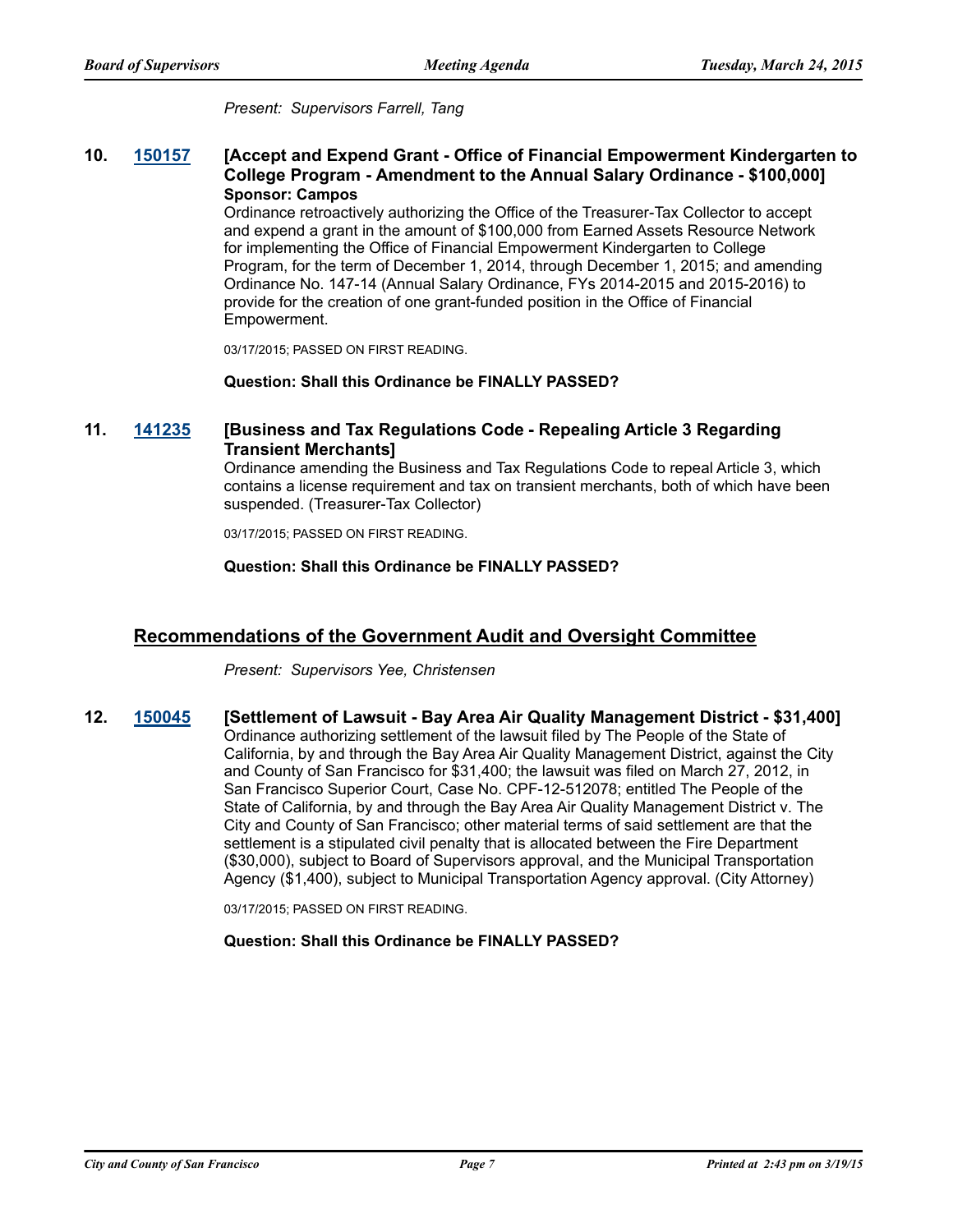*Present: Supervisors Farrell, Tang*

**10. 150157** **[Accept and Expend Grant - Office of Financial Empowerment Kindergarten to College Program - Amendment to the Annual Salary Ordinance - $100,000]**
**Sponsor: Campos**

Ordinance retroactively authorizing the Office of the Treasurer-Tax Collector to accept and expend a grant in the amount of $100,000 from Earned Assets Resource Network for implementing the Office of Financial Empowerment Kindergarten to College Program, for the term of December 1, 2014, through December 1, 2015; and amending Ordinance No. 147-14 (Annual Salary Ordinance, FYs 2014-2015 and 2015-2016) to provide for the creation of one grant-funded position in the Office of Financial Empowerment.

03/17/2015; PASSED ON FIRST READING.

**Question: Shall this Ordinance be FINALLY PASSED?**

**11. 141235** **[Business and Tax Regulations Code - Repealing Article 3 Regarding Transient Merchants]**

Ordinance amending the Business and Tax Regulations Code to repeal Article 3, which contains a license requirement and tax on transient merchants, both of which have been suspended. (Treasurer-Tax Collector)

03/17/2015; PASSED ON FIRST READING.

**Question: Shall this Ordinance be FINALLY PASSED?**

## Recommendations of the Government Audit and Oversight Committee

*Present: Supervisors Yee, Christensen*

**12. 150045** **[Settlement of Lawsuit - Bay Area Air Quality Management District - $31,400]**

Ordinance authorizing settlement of the lawsuit filed by The People of the State of California, by and through the Bay Area Air Quality Management District, against the City and County of San Francisco for $31,400; the lawsuit was filed on March 27, 2012, in San Francisco Superior Court, Case No. CPF-12-512078; entitled The People of the State of California, by and through the Bay Area Air Quality Management District v. The City and County of San Francisco; other material terms of said settlement are that the settlement is a stipulated civil penalty that is allocated between the Fire Department ($30,000), subject to Board of Supervisors approval, and the Municipal Transportation Agency ($1,400), subject to Municipal Transportation Agency approval. (City Attorney)

03/17/2015; PASSED ON FIRST READING.

**Question: Shall this Ordinance be FINALLY PASSED?**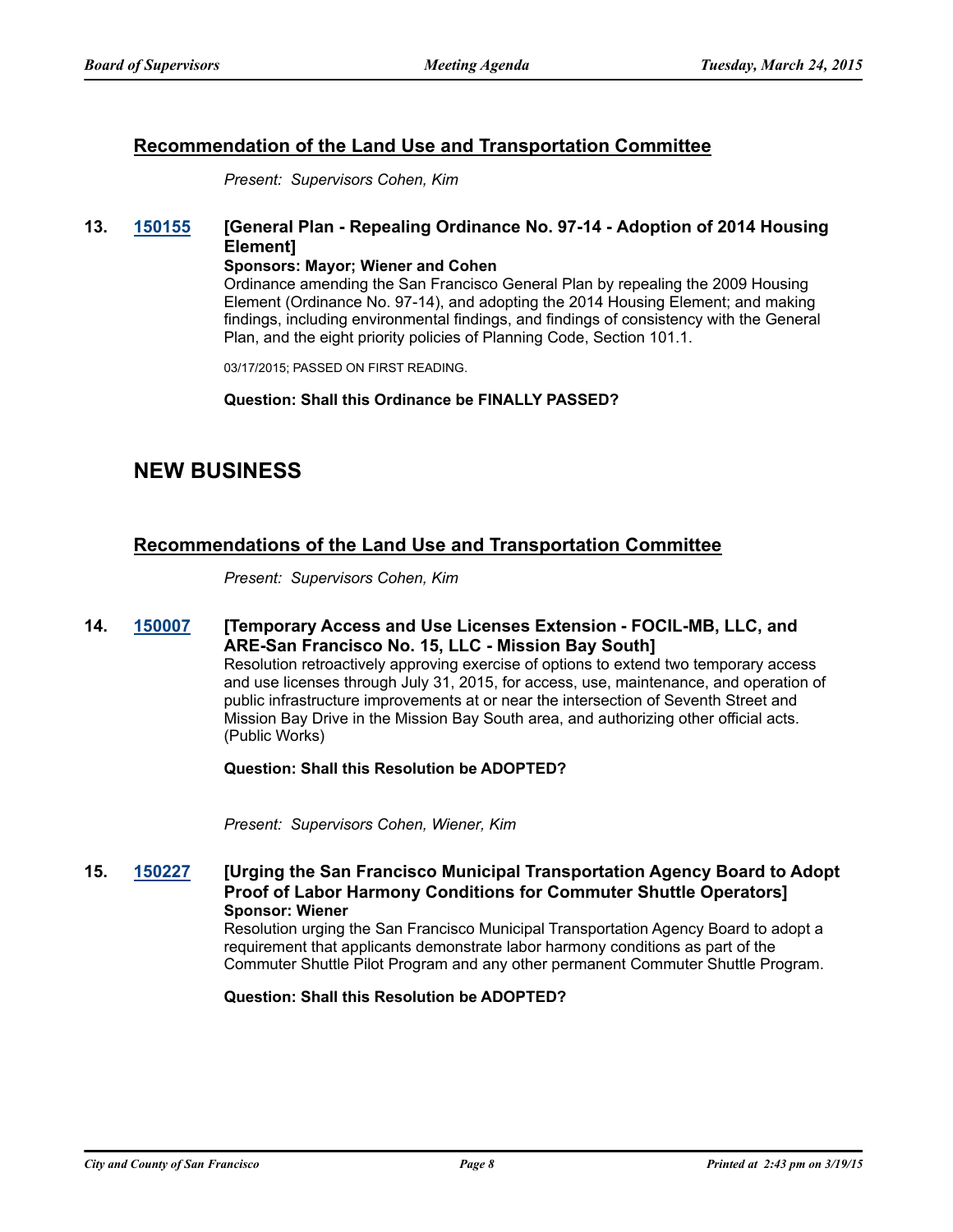## Recommendation of the Land Use and Transportation Committee

*Present: Supervisors Cohen, Kim*

**13. 150155 [General Plan - Repealing Ordinance No. 97-14 - Adoption of 2014 Housing Element]**

**Sponsors: Mayor; Wiener and Cohen**

Ordinance amending the San Francisco General Plan by repealing the 2009 Housing Element (Ordinance No. 97-14), and adopting the 2014 Housing Element; and making findings, including environmental findings, and findings of consistency with the General Plan, and the eight priority policies of Planning Code, Section 101.1.

03/17/2015; PASSED ON FIRST READING.

**Question: Shall this Ordinance be FINALLY PASSED?**

# NEW BUSINESS

## Recommendations of the Land Use and Transportation Committee

*Present: Supervisors Cohen, Kim*

**14. 150007 [Temporary Access and Use Licenses Extension - FOCIL-MB, LLC, and ARE-San Francisco No. 15, LLC - Mission Bay South]**

Resolution retroactively approving exercise of options to extend two temporary access and use licenses through July 31, 2015, for access, use, maintenance, and operation of public infrastructure improvements at or near the intersection of Seventh Street and Mission Bay Drive in the Mission Bay South area, and authorizing other official acts. (Public Works)

**Question: Shall this Resolution be ADOPTED?**

*Present: Supervisors Cohen, Wiener, Kim*

**15. 150227 [Urging the San Francisco Municipal Transportation Agency Board to Adopt Proof of Labor Harmony Conditions for Commuter Shuttle Operators]**

**Sponsor: Wiener**

Resolution urging the San Francisco Municipal Transportation Agency Board to adopt a requirement that applicants demonstrate labor harmony conditions as part of the Commuter Shuttle Pilot Program and any other permanent Commuter Shuttle Program.

**Question: Shall this Resolution be ADOPTED?**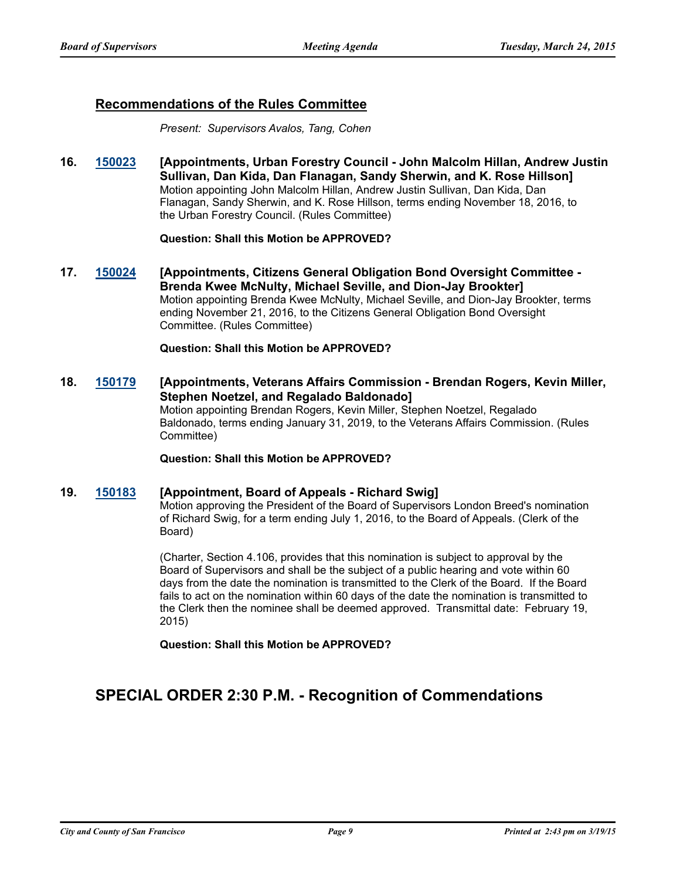## Recommendations of the Rules Committee

*Present: Supervisors Avalos, Tang, Cohen*

**16. 150023 [Appointments, Urban Forestry Council - John Malcolm Hillan, Andrew Justin Sullivan, Dan Kida, Dan Flanagan, Sandy Sherwin, and K. Rose Hillson]**

Motion appointing John Malcolm Hillan, Andrew Justin Sullivan, Dan Kida, Dan Flanagan, Sandy Sherwin, and K. Rose Hillson, terms ending November 18, 2016, to the Urban Forestry Council. (Rules Committee)

**Question: Shall this Motion be APPROVED?**

**17. 150024 [Appointments, Citizens General Obligation Bond Oversight Committee - Brenda Kwee McNulty, Michael Seville, and Dion-Jay Brookter]**

Motion appointing Brenda Kwee McNulty, Michael Seville, and Dion-Jay Brookter, terms ending November 21, 2016, to the Citizens General Obligation Bond Oversight Committee. (Rules Committee)

**Question: Shall this Motion be APPROVED?**

**18. 150179 [Appointments, Veterans Affairs Commission - Brendan Rogers, Kevin Miller, Stephen Noetzel, and Regalado Baldonado]**

Motion appointing Brendan Rogers, Kevin Miller, Stephen Noetzel, Regalado Baldonado, terms ending January 31, 2019, to the Veterans Affairs Commission. (Rules Committee)

**Question: Shall this Motion be APPROVED?**

**19. 150183 [Appointment, Board of Appeals - Richard Swig]**

Motion approving the President of the Board of Supervisors London Breed's nomination of Richard Swig, for a term ending July 1, 2016, to the Board of Appeals. (Clerk of the Board)

(Charter, Section 4.106, provides that this nomination is subject to approval by the Board of Supervisors and shall be the subject of a public hearing and vote within 60 days from the date the nomination is transmitted to the Clerk of the Board. If the Board fails to act on the nomination within 60 days of the date the nomination is transmitted to the Clerk then the nominee shall be deemed approved. Transmittal date: February 19, 2015)

**Question: Shall this Motion be APPROVED?**

# SPECIAL ORDER 2:30 P.M. - Recognition of Commendations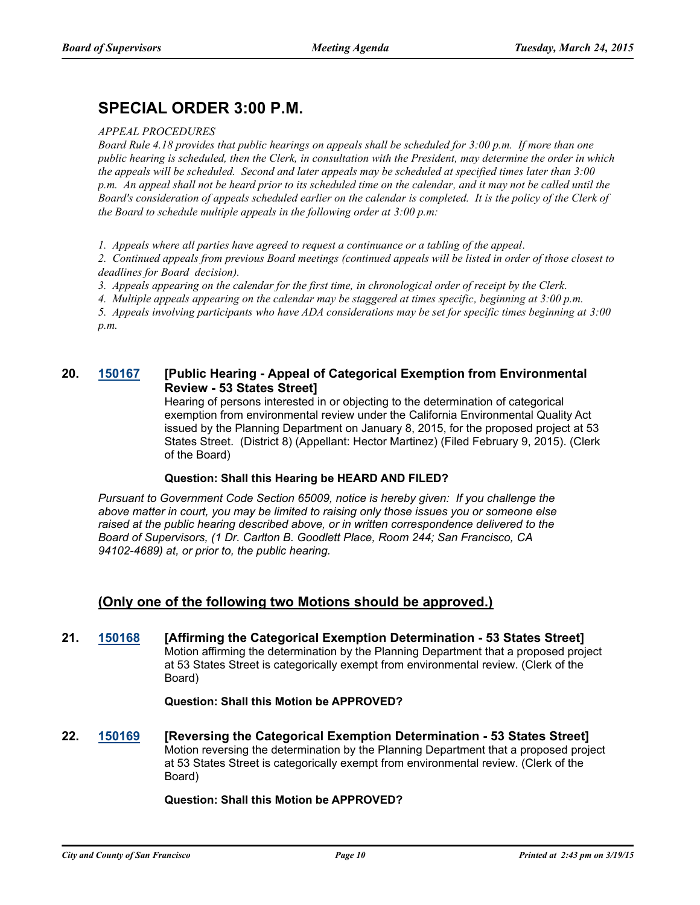## SPECIAL ORDER 3:00 P.M.

*APPEAL PROCEDURES*

*Board Rule 4.18 provides that public hearings on appeals shall be scheduled for 3:00 p.m. If more than one public hearing is scheduled, then the Clerk, in consultation with the President, may determine the order in which the appeals will be scheduled. Second and later appeals may be scheduled at specified times later than 3:00 p.m. An appeal shall not be heard prior to its scheduled time on the calendar, and it may not be called until the Board's consideration of appeals scheduled earlier on the calendar is completed. It is the policy of the Clerk of the Board to schedule multiple appeals in the following order at 3:00 p.m:*

*1. Appeals where all parties have agreed to request a continuance or a tabling of the appeal.*
*2. Continued appeals from previous Board meetings (continued appeals will be listed in order of those closest to deadlines for Board decision).*
*3. Appeals appearing on the calendar for the first time, in chronological order of receipt by the Clerk.*
*4. Multiple appeals appearing on the calendar may be staggered at times specific, beginning at 3:00 p.m.*
*5. Appeals involving participants who have ADA considerations may be set for specific times beginning at 3:00 p.m.*

**20. 150167 [Public Hearing - Appeal of Categorical Exemption from Environmental Review - 53 States Street]**

Hearing of persons interested in or objecting to the determination of categorical exemption from environmental review under the California Environmental Quality Act issued by the Planning Department on January 8, 2015, for the proposed project at 53 States Street. (District 8) (Appellant: Hector Martinez) (Filed February 9, 2015). (Clerk of the Board)

**Question: Shall this Hearing be HEARD AND FILED?**

*Pursuant to Government Code Section 65009, notice is hereby given: If you challenge the above matter in court, you may be limited to raising only those issues you or someone else raised at the public hearing described above, or in written correspondence delivered to the Board of Supervisors, (1 Dr. Carlton B. Goodlett Place, Room 244; San Francisco, CA 94102-4689) at, or prior to, the public hearing.*

### (Only one of the following two Motions should be approved.)

**21. 150168 [Affirming the Categorical Exemption Determination - 53 States Street]**

Motion affirming the determination by the Planning Department that a proposed project at 53 States Street is categorically exempt from environmental review. (Clerk of the Board)

**Question: Shall this Motion be APPROVED?**

**22. 150169 [Reversing the Categorical Exemption Determination - 53 States Street]**

Motion reversing the determination by the Planning Department that a proposed project at 53 States Street is categorically exempt from environmental review. (Clerk of the Board)

**Question: Shall this Motion be APPROVED?**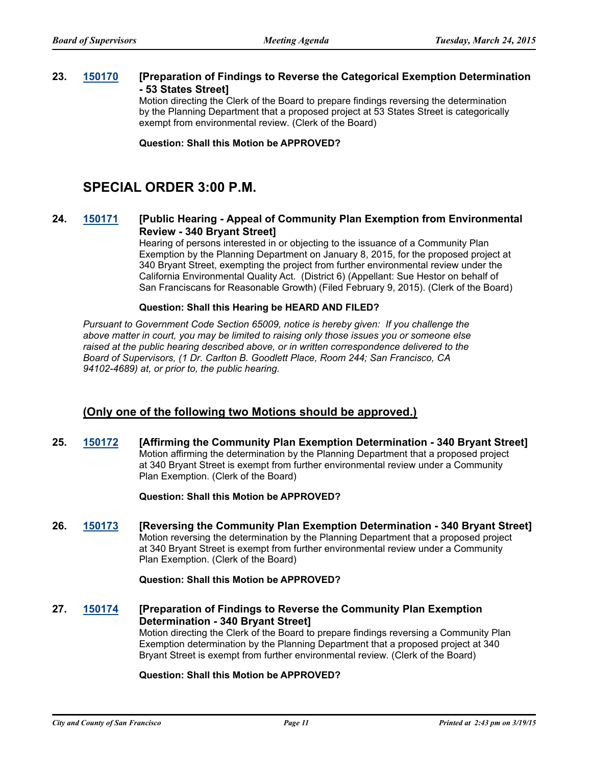**23. [150170] [Preparation of Findings to Reverse the Categorical Exemption Determination - 53 States Street]**

Motion directing the Clerk of the Board to prepare findings reversing the determination by the Planning Department that a proposed project at 53 States Street is categorically exempt from environmental review. (Clerk of the Board)

**Question: Shall this Motion be APPROVED?**

## SPECIAL ORDER 3:00 P.M.

**24. [150171] [Public Hearing - Appeal of Community Plan Exemption from Environmental Review - 340 Bryant Street]**

Hearing of persons interested in or objecting to the issuance of a Community Plan Exemption by the Planning Department on January 8, 2015, for the proposed project at 340 Bryant Street, exempting the project from further environmental review under the California Environmental Quality Act. (District 6) (Appellant: Sue Hestor on behalf of San Franciscans for Reasonable Growth) (Filed February 9, 2015). (Clerk of the Board)

**Question: Shall this Hearing be HEARD AND FILED?**

*Pursuant to Government Code Section 65009, notice is hereby given: If you challenge the above matter in court, you may be limited to raising only those issues you or someone else raised at the public hearing described above, or in written correspondence delivered to the Board of Supervisors, (1 Dr. Carlton B. Goodlett Place, Room 244; San Francisco, CA 94102-4689) at, or prior to, the public hearing.*

### (Only one of the following two Motions should be approved.)

**25. [150172] [Affirming the Community Plan Exemption Determination - 340 Bryant Street]**

Motion affirming the determination by the Planning Department that a proposed project at 340 Bryant Street is exempt from further environmental review under a Community Plan Exemption. (Clerk of the Board)

**Question: Shall this Motion be APPROVED?**

**26. [150173] [Reversing the Community Plan Exemption Determination - 340 Bryant Street]**

Motion reversing the determination by the Planning Department that a proposed project at 340 Bryant Street is exempt from further environmental review under a Community Plan Exemption. (Clerk of the Board)

**Question: Shall this Motion be APPROVED?**

**27. [150174] [Preparation of Findings to Reverse the Community Plan Exemption Determination - 340 Bryant Street]**

Motion directing the Clerk of the Board to prepare findings reversing a Community Plan Exemption determination by the Planning Department that a proposed project at 340 Bryant Street is exempt from further environmental review. (Clerk of the Board)

**Question: Shall this Motion be APPROVED?**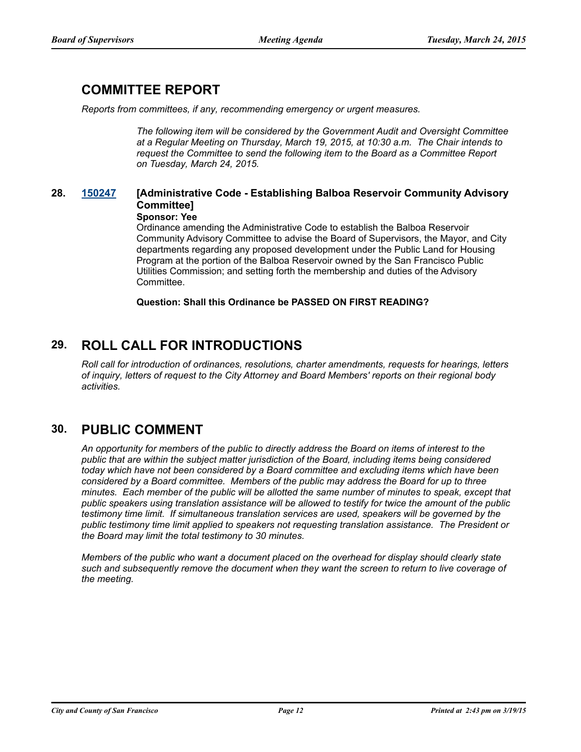## COMMITTEE REPORT

*Reports from committees, if any, recommending emergency or urgent measures.*

*The following item will be considered by the Government Audit and Oversight Committee at a Regular Meeting on Thursday, March 19, 2015, at 10:30 a.m. The Chair intends to request the Committee to send the following item to the Board as a Committee Report on Tuesday, March 24, 2015.*

**28. 150247 [Administrative Code - Establishing Balboa Reservoir Community Advisory Committee]**

**Sponsor: Yee**

Ordinance amending the Administrative Code to establish the Balboa Reservoir Community Advisory Committee to advise the Board of Supervisors, the Mayor, and City departments regarding any proposed development under the Public Land for Housing Program at the portion of the Balboa Reservoir owned by the San Francisco Public Utilities Commission; and setting forth the membership and duties of the Advisory Committee.

**Question: Shall this Ordinance be PASSED ON FIRST READING?**

## 29. ROLL CALL FOR INTRODUCTIONS

*Roll call for introduction of ordinances, resolutions, charter amendments, requests for hearings, letters of inquiry, letters of request to the City Attorney and Board Members' reports on their regional body activities.*

## 30. PUBLIC COMMENT

*An opportunity for members of the public to directly address the Board on items of interest to the public that are within the subject matter jurisdiction of the Board, including items being considered today which have not been considered by a Board committee and excluding items which have been considered by a Board committee. Members of the public may address the Board for up to three minutes. Each member of the public will be allotted the same number of minutes to speak, except that public speakers using translation assistance will be allowed to testify for twice the amount of the public testimony time limit. If simultaneous translation services are used, speakers will be governed by the public testimony time limit applied to speakers not requesting translation assistance. The President or the Board may limit the total testimony to 30 minutes.*

*Members of the public who want a document placed on the overhead for display should clearly state such and subsequently remove the document when they want the screen to return to live coverage of the meeting.*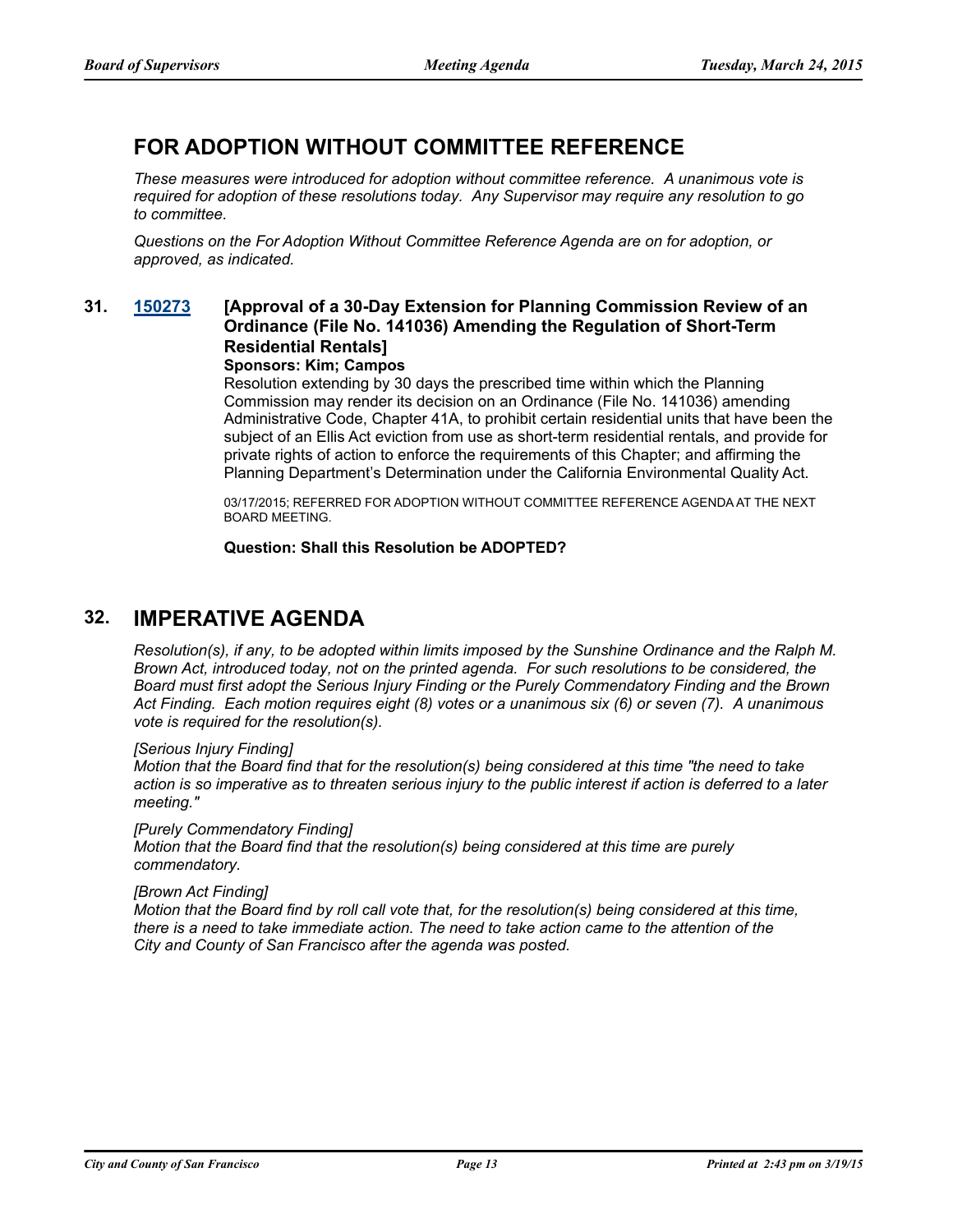## FOR ADOPTION WITHOUT COMMITTEE REFERENCE

*These measures were introduced for adoption without committee reference. A unanimous vote is required for adoption of these resolutions today. Any Supervisor may require any resolution to go to committee.*

*Questions on the For Adoption Without Committee Reference Agenda are on for adoption, or approved, as indicated.*

**31. 150273 [Approval of a 30-Day Extension for Planning Commission Review of an Ordinance (File No. 141036) Amending the Regulation of Short-Term Residential Rentals]**

**Sponsors: Kim; Campos**

Resolution extending by 30 days the prescribed time within which the Planning Commission may render its decision on an Ordinance (File No. 141036) amending Administrative Code, Chapter 41A, to prohibit certain residential units that have been the subject of an Ellis Act eviction from use as short-term residential rentals, and provide for private rights of action to enforce the requirements of this Chapter; and affirming the Planning Department's Determination under the California Environmental Quality Act.

03/17/2015; REFERRED FOR ADOPTION WITHOUT COMMITTEE REFERENCE AGENDA AT THE NEXT BOARD MEETING.

**Question: Shall this Resolution be ADOPTED?**

## 32. IMPERATIVE AGENDA

*Resolution(s), if any, to be adopted within limits imposed by the Sunshine Ordinance and the Ralph M. Brown Act, introduced today, not on the printed agenda. For such resolutions to be considered, the Board must first adopt the Serious Injury Finding or the Purely Commendatory Finding and the Brown Act Finding. Each motion requires eight (8) votes or a unanimous six (6) or seven (7). A unanimous vote is required for the resolution(s).*

*[Serious Injury Finding]*
*Motion that the Board find that for the resolution(s) being considered at this time "the need to take action is so imperative as to threaten serious injury to the public interest if action is deferred to a later meeting."*

*[Purely Commendatory Finding]*
*Motion that the Board find that the resolution(s) being considered at this time are purely commendatory.*

*[Brown Act Finding]*
*Motion that the Board find by roll call vote that, for the resolution(s) being considered at this time, there is a need to take immediate action. The need to take action came to the attention of the City and County of San Francisco after the agenda was posted.*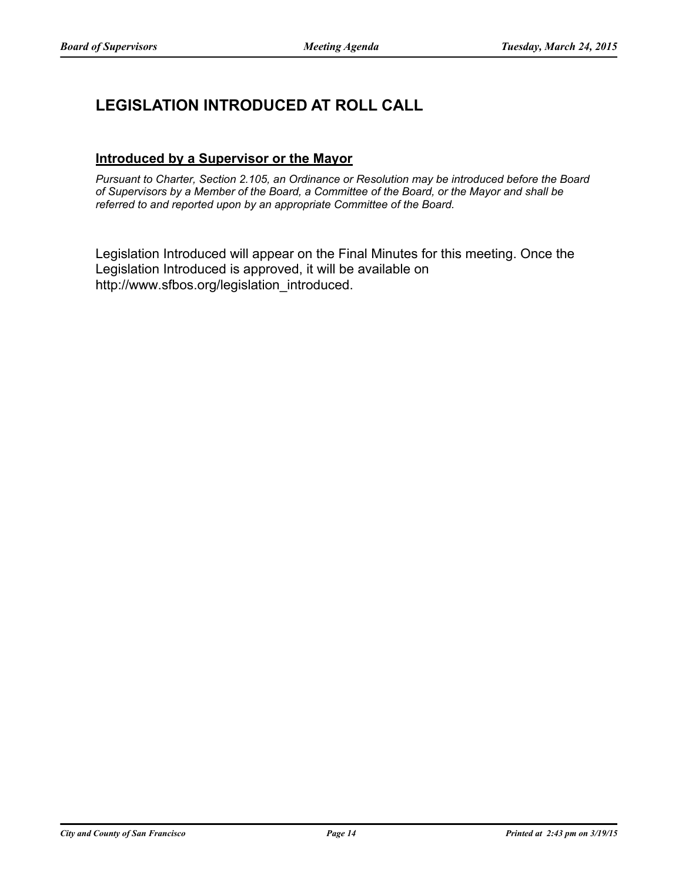## LEGISLATION INTRODUCED AT ROLL CALL

### Introduced by a Supervisor or the Mayor

*Pursuant to Charter, Section 2.105, an Ordinance or Resolution may be introduced before the Board of Supervisors by a Member of the Board, a Committee of the Board, or the Mayor and shall be referred to and reported upon by an appropriate Committee of the Board.*

Legislation Introduced will appear on the Final Minutes for this meeting. Once the Legislation Introduced is approved, it will be available on http://www.sfbos.org/legislation_introduced.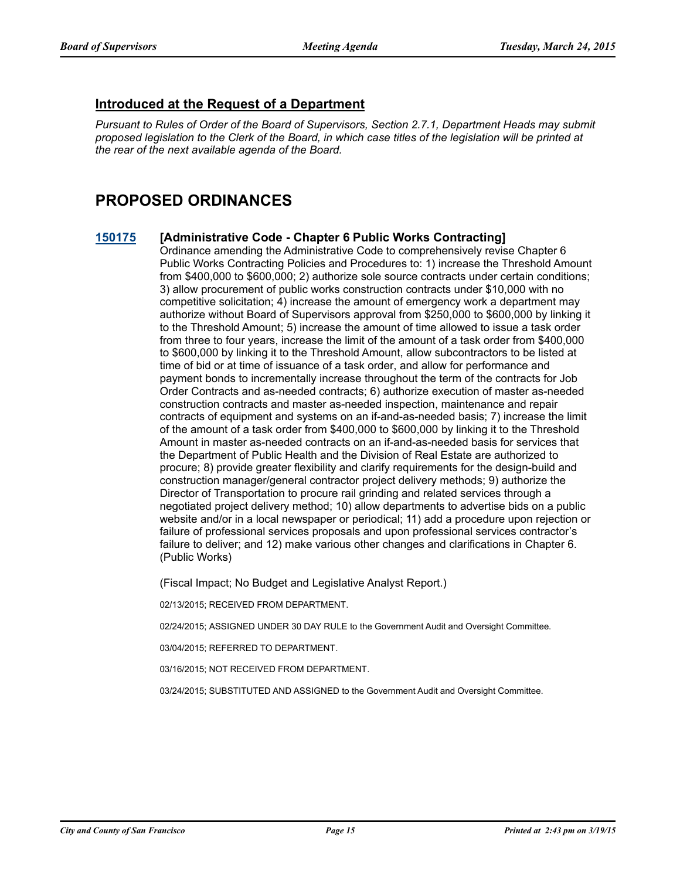## Introduced at the Request of a Department

*Pursuant to Rules of Order of the Board of Supervisors, Section 2.7.1, Department Heads may submit proposed legislation to the Clerk of the Board, in which case titles of the legislation will be printed at the rear of the next available agenda of the Board.*

# PROPOSED ORDINANCES

**150175 [Administrative Code - Chapter 6 Public Works Contracting]**

Ordinance amending the Administrative Code to comprehensively revise Chapter 6 Public Works Contracting Policies and Procedures to: 1) increase the Threshold Amount from $400,000 to $600,000; 2) authorize sole source contracts under certain conditions; 3) allow procurement of public works construction contracts under $10,000 with no competitive solicitation; 4) increase the amount of emergency work a department may authorize without Board of Supervisors approval from $250,000 to $600,000 by linking it to the Threshold Amount; 5) increase the amount of time allowed to issue a task order from three to four years, increase the limit of the amount of a task order from $400,000 to $600,000 by linking it to the Threshold Amount, allow subcontractors to be listed at time of bid or at time of issuance of a task order, and allow for performance and payment bonds to incrementally increase throughout the term of the contracts for Job Order Contracts and as-needed contracts; 6) authorize execution of master as-needed construction contracts and master as-needed inspection, maintenance and repair contracts of equipment and systems on an if-and-as-needed basis; 7) increase the limit of the amount of a task order from $400,000 to $600,000 by linking it to the Threshold Amount in master as-needed contracts on an if-and-as-needed basis for services that the Department of Public Health and the Division of Real Estate are authorized to procure; 8) provide greater flexibility and clarify requirements for the design-build and construction manager/general contractor project delivery methods; 9) authorize the Director of Transportation to procure rail grinding and related services through a negotiated project delivery method; 10) allow departments to advertise bids on a public website and/or in a local newspaper or periodical; 11) add a procedure upon rejection or failure of professional services proposals and upon professional services contractor's failure to deliver; and 12) make various other changes and clarifications in Chapter 6. (Public Works)

(Fiscal Impact; No Budget and Legislative Analyst Report.)

02/13/2015; RECEIVED FROM DEPARTMENT.

02/24/2015; ASSIGNED UNDER 30 DAY RULE to the Government Audit and Oversight Committee.

03/04/2015; REFERRED TO DEPARTMENT.

03/16/2015; NOT RECEIVED FROM DEPARTMENT.

03/24/2015; SUBSTITUTED AND ASSIGNED to the Government Audit and Oversight Committee.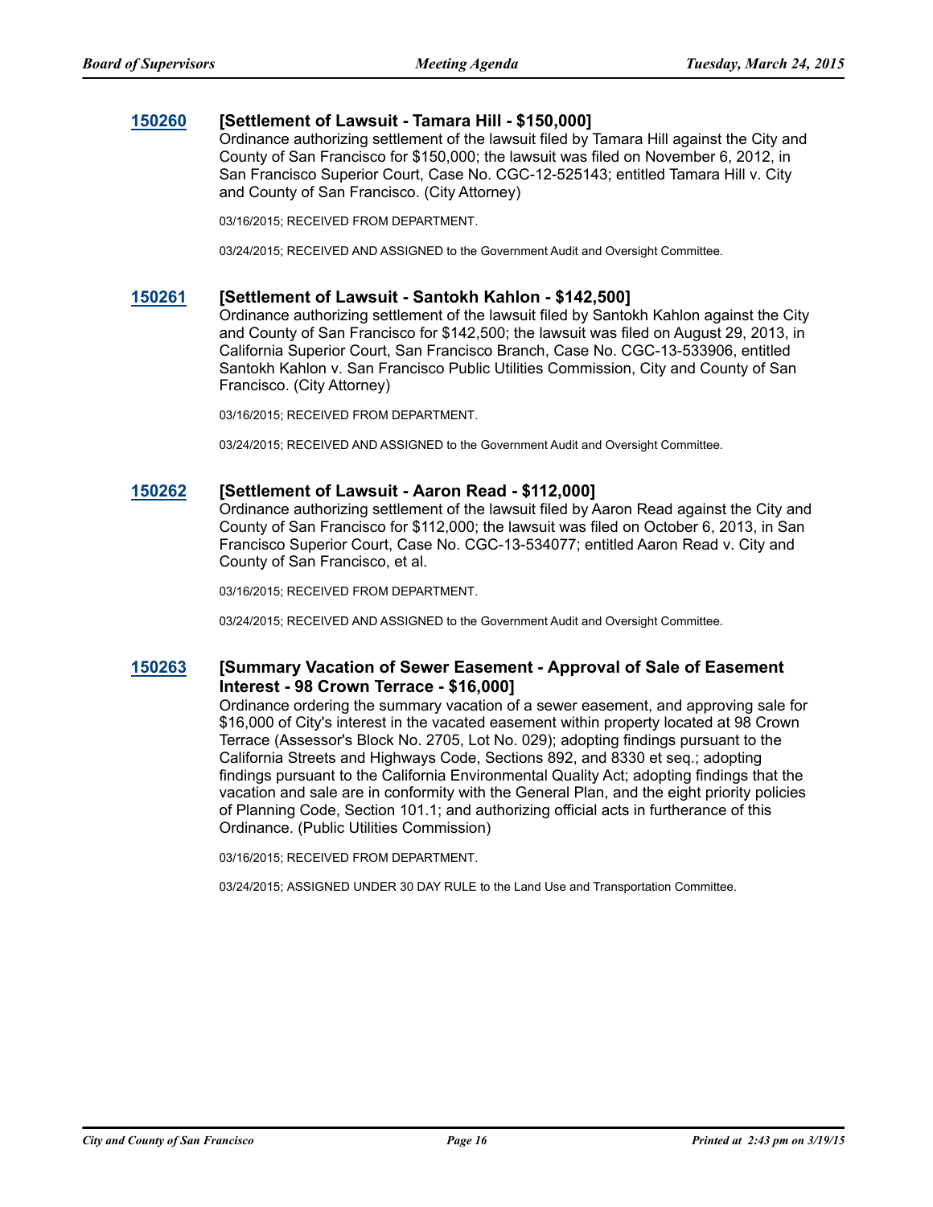**150260 [Settlement of Lawsuit - Tamara Hill - $150,000]**

Ordinance authorizing settlement of the lawsuit filed by Tamara Hill against the City and County of San Francisco for $150,000; the lawsuit was filed on November 6, 2012, in San Francisco Superior Court, Case No. CGC-12-525143; entitled Tamara Hill v. City and County of San Francisco. (City Attorney)

03/16/2015; RECEIVED FROM DEPARTMENT.

03/24/2015; RECEIVED AND ASSIGNED to the Government Audit and Oversight Committee.

**150261 [Settlement of Lawsuit - Santokh Kahlon - $142,500]**

Ordinance authorizing settlement of the lawsuit filed by Santokh Kahlon against the City and County of San Francisco for $142,500; the lawsuit was filed on August 29, 2013, in California Superior Court, San Francisco Branch, Case No. CGC-13-533906, entitled Santokh Kahlon v. San Francisco Public Utilities Commission, City and County of San Francisco. (City Attorney)

03/16/2015; RECEIVED FROM DEPARTMENT.

03/24/2015; RECEIVED AND ASSIGNED to the Government Audit and Oversight Committee.

**150262 [Settlement of Lawsuit - Aaron Read - $112,000]**

Ordinance authorizing settlement of the lawsuit filed by Aaron Read against the City and County of San Francisco for $112,000; the lawsuit was filed on October 6, 2013, in San Francisco Superior Court, Case No. CGC-13-534077; entitled Aaron Read v. City and County of San Francisco, et al.

03/16/2015; RECEIVED FROM DEPARTMENT.

03/24/2015; RECEIVED AND ASSIGNED to the Government Audit and Oversight Committee.

**150263 [Summary Vacation of Sewer Easement - Approval of Sale of Easement Interest - 98 Crown Terrace - $16,000]**

Ordinance ordering the summary vacation of a sewer easement, and approving sale for $16,000 of City's interest in the vacated easement within property located at 98 Crown Terrace (Assessor's Block No. 2705, Lot No. 029); adopting findings pursuant to the California Streets and Highways Code, Sections 892, and 8330 et seq.; adopting findings pursuant to the California Environmental Quality Act; adopting findings that the vacation and sale are in conformity with the General Plan, and the eight priority policies of Planning Code, Section 101.1; and authorizing official acts in furtherance of this Ordinance. (Public Utilities Commission)

03/16/2015; RECEIVED FROM DEPARTMENT.

03/24/2015; ASSIGNED UNDER 30 DAY RULE to the Land Use and Transportation Committee.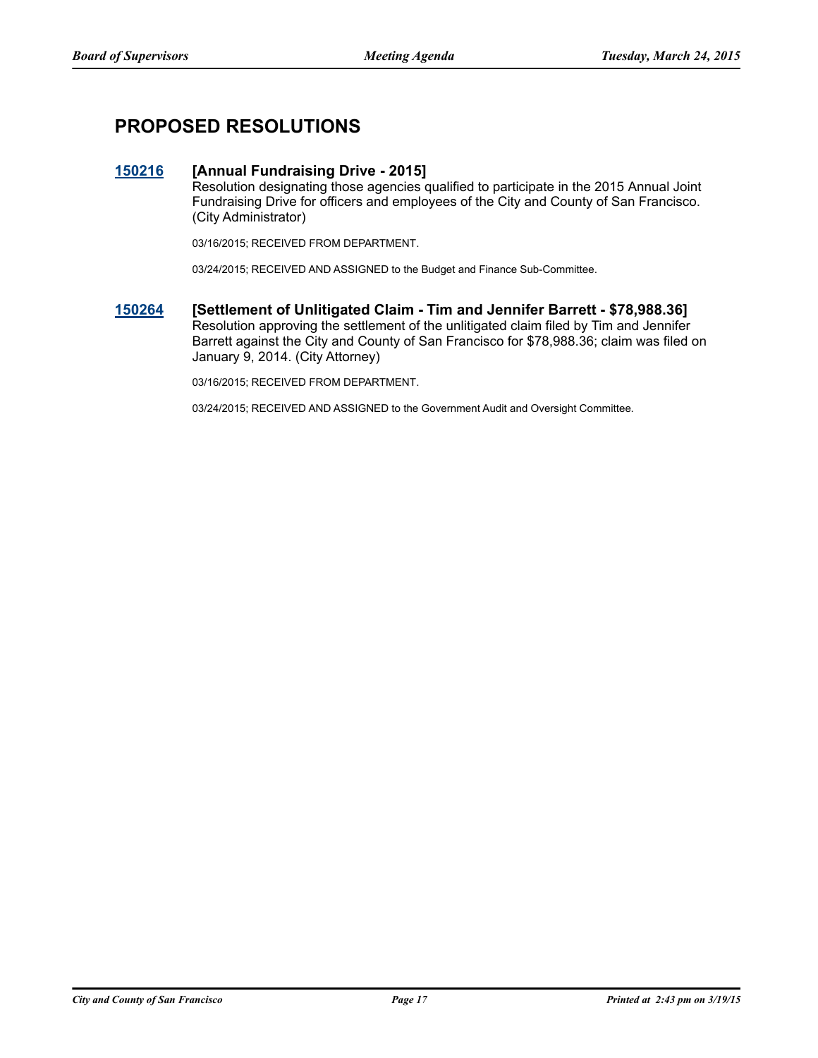## PROPOSED RESOLUTIONS

### 150216 [Annual Fundraising Drive - 2015]

Resolution designating those agencies qualified to participate in the 2015 Annual Joint Fundraising Drive for officers and employees of the City and County of San Francisco. (City Administrator)

03/16/2015; RECEIVED FROM DEPARTMENT.

03/24/2015; RECEIVED AND ASSIGNED to the Budget and Finance Sub-Committee.

### 150264 [Settlement of Unlitigated Claim - Tim and Jennifer Barrett - $78,988.36]

Resolution approving the settlement of the unlitigated claim filed by Tim and Jennifer Barrett against the City and County of San Francisco for $78,988.36; claim was filed on January 9, 2014. (City Attorney)

03/16/2015; RECEIVED FROM DEPARTMENT.

03/24/2015; RECEIVED AND ASSIGNED to the Government Audit and Oversight Committee.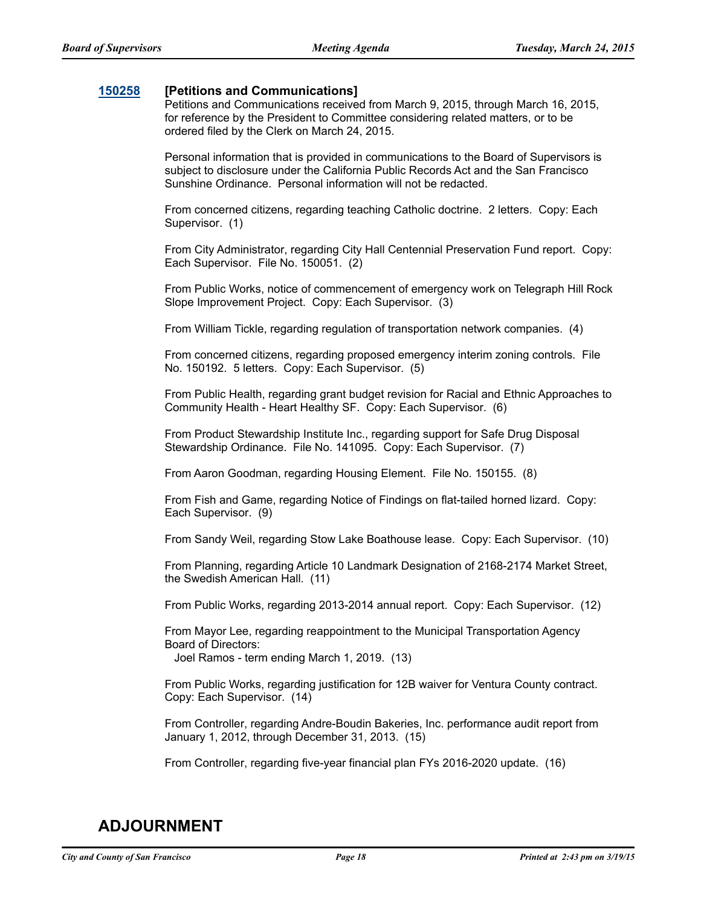**150258** **[Petitions and Communications]**

Petitions and Communications received from March 9, 2015, through March 16, 2015, for reference by the President to Committee considering related matters, or to be ordered filed by the Clerk on March 24, 2015.

Personal information that is provided in communications to the Board of Supervisors is subject to disclosure under the California Public Records Act and the San Francisco Sunshine Ordinance. Personal information will not be redacted.

From concerned citizens, regarding teaching Catholic doctrine. 2 letters. Copy: Each Supervisor. (1)

From City Administrator, regarding City Hall Centennial Preservation Fund report. Copy: Each Supervisor. File No. 150051. (2)

From Public Works, notice of commencement of emergency work on Telegraph Hill Rock Slope Improvement Project. Copy: Each Supervisor. (3)

From William Tickle, regarding regulation of transportation network companies. (4)

From concerned citizens, regarding proposed emergency interim zoning controls. File No. 150192. 5 letters. Copy: Each Supervisor. (5)

From Public Health, regarding grant budget revision for Racial and Ethnic Approaches to Community Health - Heart Healthy SF. Copy: Each Supervisor. (6)

From Product Stewardship Institute Inc., regarding support for Safe Drug Disposal Stewardship Ordinance. File No. 141095. Copy: Each Supervisor. (7)

From Aaron Goodman, regarding Housing Element. File No. 150155. (8)

From Fish and Game, regarding Notice of Findings on flat-tailed horned lizard. Copy: Each Supervisor. (9)

From Sandy Weil, regarding Stow Lake Boathouse lease. Copy: Each Supervisor. (10)

From Planning, regarding Article 10 Landmark Designation of 2168-2174 Market Street, the Swedish American Hall. (11)

From Public Works, regarding 2013-2014 annual report. Copy: Each Supervisor. (12)

From Mayor Lee, regarding reappointment to the Municipal Transportation Agency Board of Directors:
  Joel Ramos - term ending March 1, 2019. (13)

From Public Works, regarding justification for 12B waiver for Ventura County contract. Copy: Each Supervisor. (14)

From Controller, regarding Andre-Boudin Bakeries, Inc. performance audit report from January 1, 2012, through December 31, 2013. (15)

From Controller, regarding five-year financial plan FYs 2016-2020 update. (16)

# ADJOURNMENT